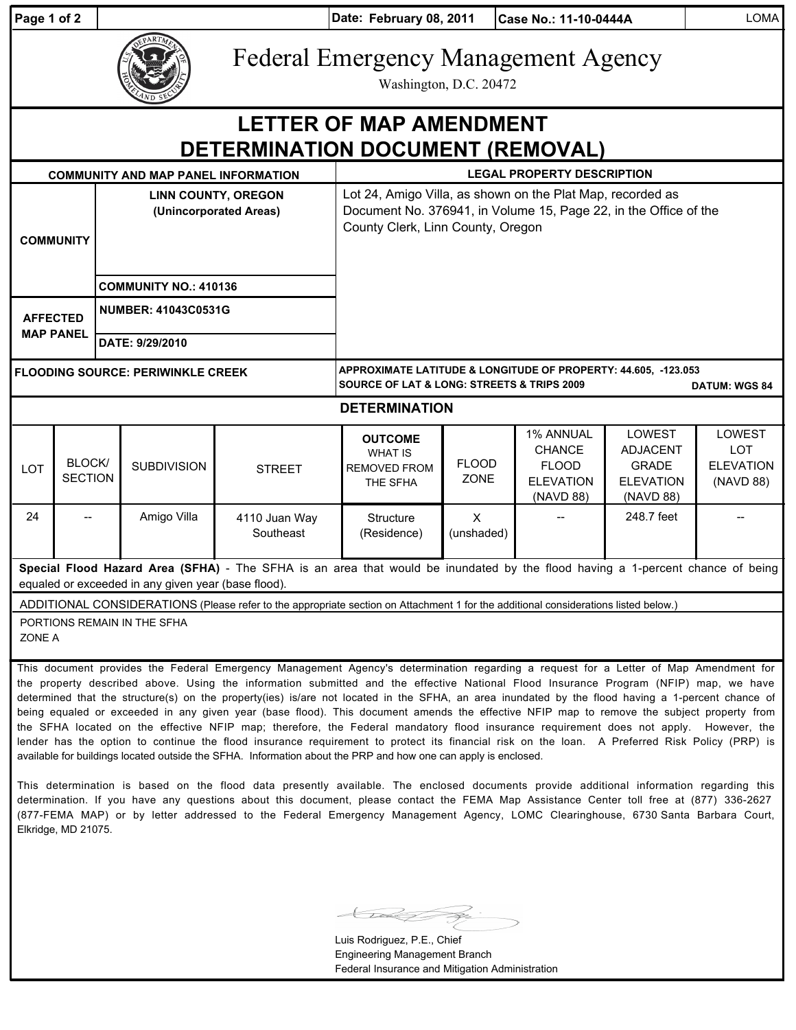| Date: February 08, 2011 | Case No.: 11-10-0444A | LOMA |
|---|---|---|

# Federal Emergency Management Agency

Washington, D.C. 20472

# LETTER OF MAP AMENDMENT DETERMINATION DOCUMENT (REMOVAL)

| COMMUNITY AND MAP PANEL INFORMATION | | LEGAL PROPERTY DESCRIPTION |
|---|---|---|
| COMMUNITY | LINN COUNTY, OREGON (Unincorporated Areas) | Lot 24, Amigo Villa, as shown on the Plat Map, recorded as Document No. 376941, in Volume 15, Page 22, in the Office of the County Clerk, Linn County, Oregon |
| | COMMUNITY NO.: 410136 | |
| AFFECTED MAP PANEL | NUMBER: 41043C0531G | |
| | DATE: 9/29/2010 | |
| FLOODING SOURCE: PERIWINKLE CREEK | | APPROXIMATE LATITUDE & LONGITUDE OF PROPERTY: 44.605, -123.053<br>SOURCE OF LAT & LONG: STREETS & TRIPS 2009 DATUM: WGS 84 |

## DETERMINATION

| LOT | BLOCK/ SECTION | SUBDIVISION | STREET | OUTCOME WHAT IS REMOVED FROM THE SFHA | FLOOD ZONE | 1% ANNUAL CHANCE FLOOD ELEVATION (NAVD 88) | LOWEST ADJACENT GRADE ELEVATION (NAVD 88) | LOWEST LOT ELEVATION (NAVD 88) |
|---|---|---|---|---|---|---|---|---|
| 24 | -- | Amigo Villa | 4110 Juan Way Southeast | Structure (Residence) | X (unshaded) | -- | 248.7 feet | -- |

**Special Flood Hazard Area (SFHA)** - The SFHA is an area that would be inundated by the flood having a 1-percent chance of being equaled or exceeded in any given year (base flood).

ADDITIONAL CONSIDERATIONS (Please refer to the appropriate section on Attachment 1 for the additional considerations listed below.)

PORTIONS REMAIN IN THE SFHA
ZONE A

This document provides the Federal Emergency Management Agency's determination regarding a request for a Letter of Map Amendment for the property described above. Using the information submitted and the effective National Flood Insurance Program (NFIP) map, we have determined that the structure(s) on the property(ies) is/are not located in the SFHA, an area inundated by the flood having a 1-percent chance of being equaled or exceeded in any given year (base flood). This document amends the effective NFIP map to remove the subject property from the SFHA located on the effective NFIP map; therefore, the Federal mandatory flood insurance requirement does not apply. However, the lender has the option to continue the flood insurance requirement to protect its financial risk on the loan. A Preferred Risk Policy (PRP) is available for buildings located outside the SFHA. Information about the PRP and how one can apply is enclosed.

This determination is based on the flood data presently available. The enclosed documents provide additional information regarding this determination. If you have any questions about this document, please contact the FEMA Map Assistance Center toll free at (877) 336-2627 (877-FEMA MAP) or by letter addressed to the Federal Emergency Management Agency, LOMC Clearinghouse, 6730 Santa Barbara Court, Elkridge, MD 21075.

Luis Rodriguez, P.E., Chief
Engineering Management Branch
Federal Insurance and Mitigation Administration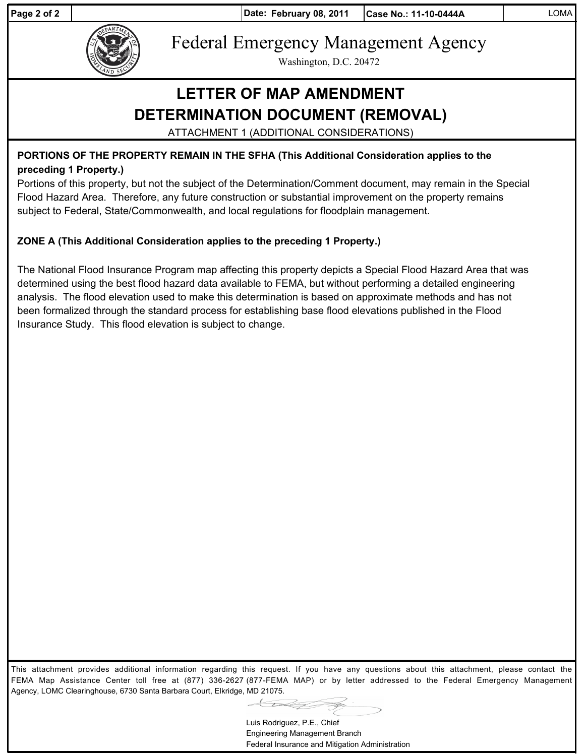| Date: February 08, 2011 | Case No.: 11-10-0444A | LOMA |
|---|---|---|

# Federal Emergency Management Agency

Washington, D.C. 20472

## LETTER OF MAP AMENDMENT DETERMINATION DOCUMENT (REMOVAL)

ATTACHMENT 1 (ADDITIONAL CONSIDERATIONS)

**PORTIONS OF THE PROPERTY REMAIN IN THE SFHA (This Additional Consideration applies to the preceding 1 Property.)**

Portions of this property, but not the subject of the Determination/Comment document, may remain in the Special Flood Hazard Area. Therefore, any future construction or substantial improvement on the property remains subject to Federal, State/Commonwealth, and local regulations for floodplain management.

**ZONE A (This Additional Consideration applies to the preceding 1 Property.)**

The National Flood Insurance Program map affecting this property depicts a Special Flood Hazard Area that was determined using the best flood hazard data available to FEMA, but without performing a detailed engineering analysis. The flood elevation used to make this determination is based on approximate methods and has not been formalized through the standard process for establishing base flood elevations published in the Flood Insurance Study. This flood elevation is subject to change.

This attachment provides additional information regarding this request. If you have any questions about this attachment, please contact the FEMA Map Assistance Center toll free at (877) 336-2627 (877-FEMA MAP) or by letter addressed to the Federal Emergency Management Agency, LOMC Clearinghouse, 6730 Santa Barbara Court, Elkridge, MD 21075.

Luis Rodriguez, P.E., Chief
Engineering Management Branch
Federal Insurance and Mitigation Administration